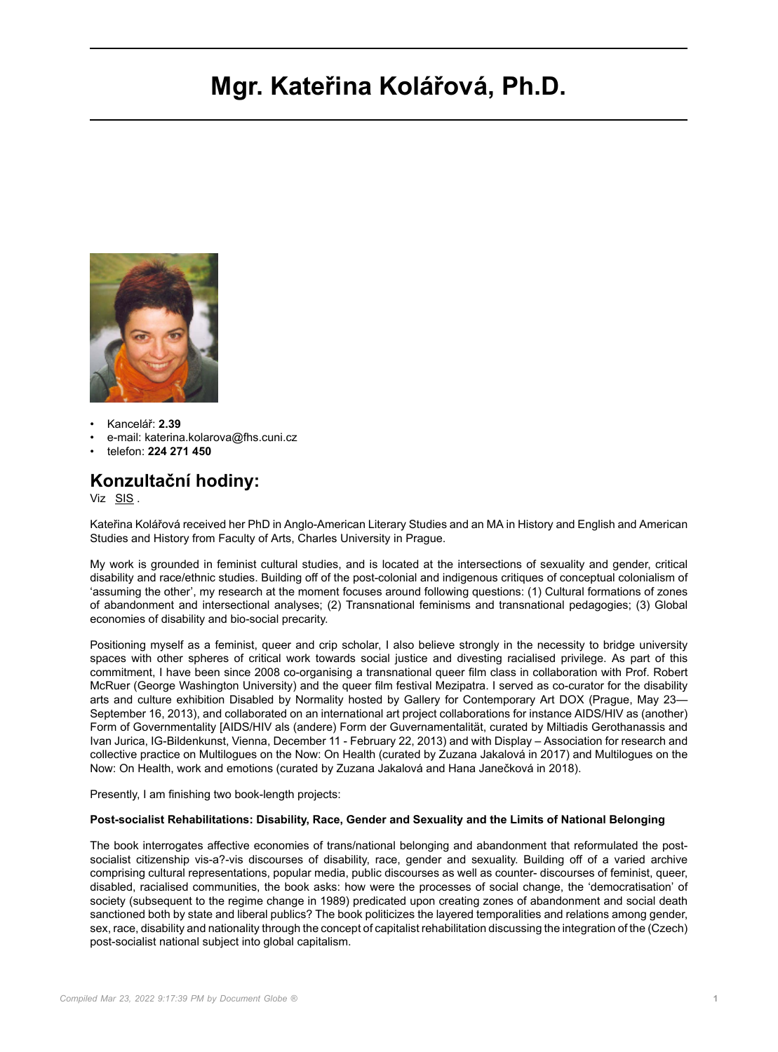# Mgr. Kateřina Kolářová, Ph.D.

- Kancelář: **2.39**
- e-mail: katerina.kolarova@fhs.cuni.cz
- telefon: **224 271 450**

## Konzultační hodiny:

Viz SIS .

Kateřina Kolářová received her PhD in Anglo-American Literary Studies and an MA in History and English and American Studies and History from Faculty of Arts, Charles University in Prague.

My work is grounded in feminist cultural studies, and is located at the intersections of sexuality and gender, critical disability and race/ethnic studies. Building off of the post-colonial and indigenous critiques of conceptual colonialism of 'assuming the other', my research at the moment focuses around following questions: (1) Cultural formations of zones of abandonment and intersectional analyses; (2) Transnational feminisms and transnational pedagogies; (3) Global economies of disability and bio-social precarity.

Positioning myself as a feminist, queer and crip scholar, I also believe strongly in the necessity to bridge university spaces with other spheres of critical work towards social justice and divesting racialised privilege. As part of this commitment, I have been since 2008 co-organising a transnational queer film class in collaboration with Prof. Robert McRuer (George Washington University) and the queer film festival Mezipatra. I served as co-curator for the disability arts and culture exhibition Disabled by Normality hosted by Gallery for Contemporary Art DOX (Prague, May 23— September 16, 2013), and collaborated on an international art project collaborations for instance AIDS/HIV as (another) Form of Governmentality [AIDS/HIV als (andere) Form der Guvernamentalität, curated by Miltiadis Gerothanassis and Ivan Jurica, IG-Bildenkunst, Vienna, December 11 - February 22, 2013) and with Display – Association for research and collective practice on Multilogues on the Now: On Health (curated by Zuzana Jakalová in 2017) and Multilogues on the Now: On Health, work and emotions (curated by Zuzana Jakalová and Hana Janečková in 2018).

Presently, I am finishing two book-length projects:

**Post-socialist Rehabilitations: Disability, Race, Gender and Sexuality and the Limits of National Belonging**

The book interrogates affective economies of trans/national belonging and abandonment that reformulated the post-socialist citizenship vis-a?-vis discourses of disability, race, gender and sexuality. Building off of a varied archive comprising cultural representations, popular media, public discourses as well as counter- discourses of feminist, queer, disabled, racialised communities, the book asks: how were the processes of social change, the 'democratisation' of society (subsequent to the regime change in 1989) predicated upon creating zones of abandonment and social death sanctioned both by state and liberal publics? The book politicizes the layered temporalities and relations among gender, sex, race, disability and nationality through the concept of capitalist rehabilitation discussing the integration of the (Czech) post-socialist national subject into global capitalism.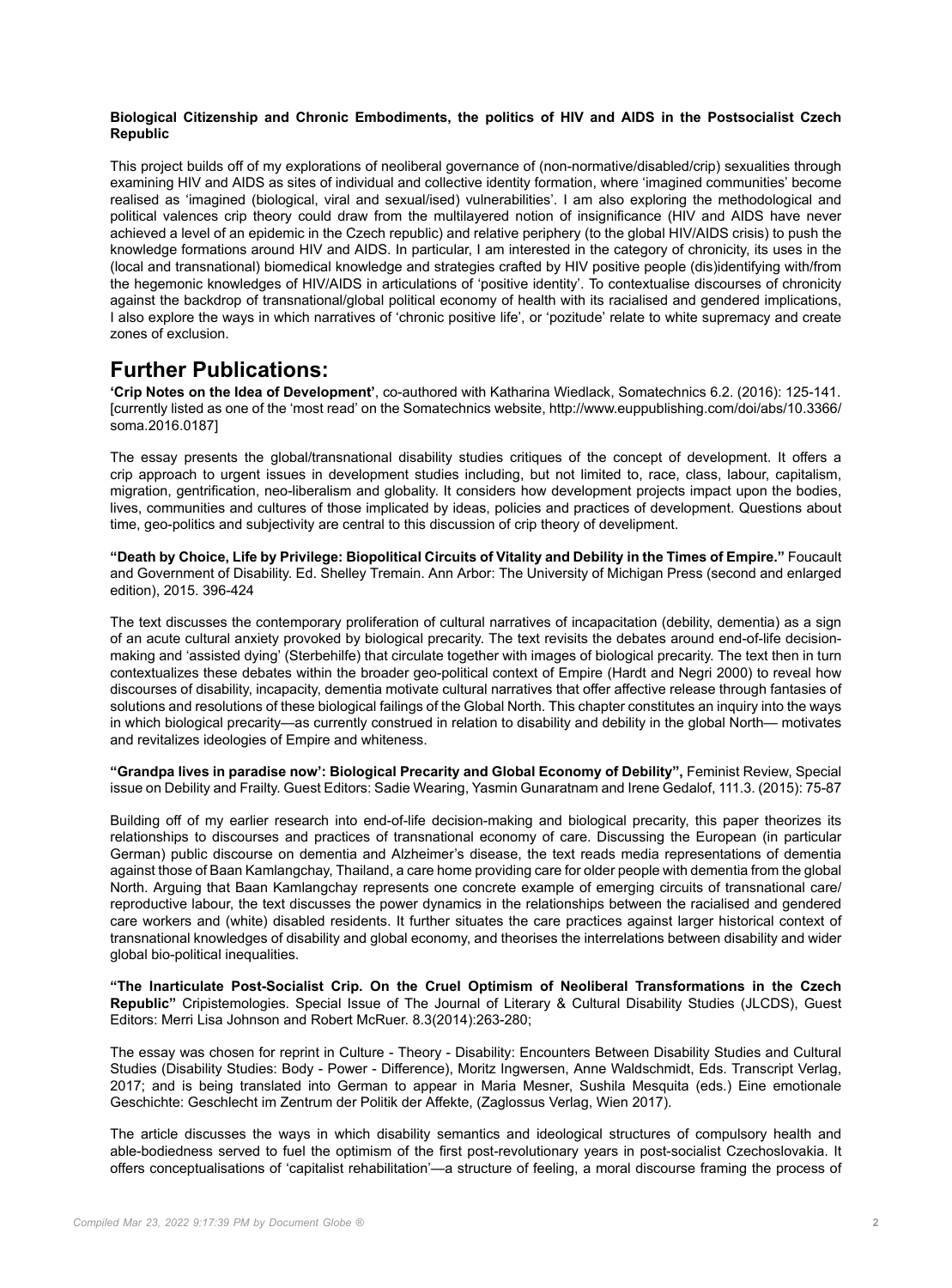**Biological Citizenship and Chronic Embodiments, the politics of HIV and AIDS in the Postsocialist Czech Republic**

This project builds off of my explorations of neoliberal governance of (non-normative/disabled/crip) sexualities through examining HIV and AIDS as sites of individual and collective identity formation, where 'imagined communities' become realised as 'imagined (biological, viral and sexual/ised) vulnerabilities'. I am also exploring the methodological and political valences crip theory could draw from the multilayered notion of insignificance (HIV and AIDS have never achieved a level of an epidemic in the Czech republic) and relative periphery (to the global HIV/AIDS crisis) to push the knowledge formations around HIV and AIDS. In particular, I am interested in the category of chronicity, its uses in the (local and transnational) biomedical knowledge and strategies crafted by HIV positive people (dis)identifying with/from the hegemonic knowledges of HIV/AIDS in articulations of 'positive identity'. To contextualise discourses of chronicity against the backdrop of transnational/global political economy of health with its racialised and gendered implications, I also explore the ways in which narratives of 'chronic positive life', or 'pozitude' relate to white supremacy and create zones of exclusion.

## Further Publications:

**'Crip Notes on the Idea of Development'**, co-authored with Katharina Wiedlack, Somatechnics 6.2. (2016): 125-141. [currently listed as one of the 'most read' on the Somatechnics website, http://www.euppublishing.com/doi/abs/10.3366/soma.2016.0187]

The essay presents the global/transnational disability studies critiques of the concept of development. It offers a crip approach to urgent issues in development studies including, but not limited to, race, class, labour, capitalism, migration, gentrification, neo-liberalism and globality. It considers how development projects impact upon the bodies, lives, communities and cultures of those implicated by ideas, policies and practices of development. Questions about time, geo-politics and subjectivity are central to this discussion of crip theory of develipment.

**"Death by Choice, Life by Privilege: Biopolitical Circuits of Vitality and Debility in the Times of Empire."** Foucault and Government of Disability. Ed. Shelley Tremain. Ann Arbor: The University of Michigan Press (second and enlarged edition), 2015. 396-424

The text discusses the contemporary proliferation of cultural narratives of incapacitation (debility, dementia) as a sign of an acute cultural anxiety provoked by biological precarity. The text revisits the debates around end-of-life decision-making and 'assisted dying' (Sterbehilfe) that circulate together with images of biological precarity. The text then in turn contextualizes these debates within the broader geo-political context of Empire (Hardt and Negri 2000) to reveal how discourses of disability, incapacity, dementia motivate cultural narratives that offer affective release through fantasies of solutions and resolutions of these biological failings of the Global North. This chapter constitutes an inquiry into the ways in which biological precarity—as currently construed in relation to disability and debility in the global North— motivates and revitalizes ideologies of Empire and whiteness.

**"Grandpa lives in paradise now': Biological Precarity and Global Economy of Debility",** Feminist Review, Special issue on Debility and Frailty. Guest Editors: Sadie Wearing, Yasmin Gunaratnam and Irene Gedalof, 111.3. (2015): 75-87

Building off of my earlier research into end-of-life decision-making and biological precarity, this paper theorizes its relationships to discourses and practices of transnational economy of care. Discussing the European (in particular German) public discourse on dementia and Alzheimer's disease, the text reads media representations of dementia against those of Baan Kamlangchay, Thailand, a care home providing care for older people with dementia from the global North. Arguing that Baan Kamlangchay represents one concrete example of emerging circuits of transnational care/reproductive labour, the text discusses the power dynamics in the relationships between the racialised and gendered care workers and (white) disabled residents. It further situates the care practices against larger historical context of transnational knowledges of disability and global economy, and theorises the interrelations between disability and wider global bio-political inequalities.

**"The Inarticulate Post-Socialist Crip. On the Cruel Optimism of Neoliberal Transformations in the Czech Republic"** Cripistemologies. Special Issue of The Journal of Literary & Cultural Disability Studies (JLCDS), Guest Editors: Merri Lisa Johnson and Robert McRuer. 8.3(2014):263-280;

The essay was chosen for reprint in Culture - Theory - Disability: Encounters Between Disability Studies and Cultural Studies (Disability Studies: Body - Power - Difference), Moritz Ingwersen, Anne Waldschmidt, Eds. Transcript Verlag, 2017; and is being translated into German to appear in Maria Mesner, Sushila Mesquita (eds.) Eine emotionale Geschichte: Geschlecht im Zentrum der Politik der Affekte, (Zaglossus Verlag, Wien 2017).

The article discusses the ways in which disability semantics and ideological structures of compulsory health and able-bodiedness served to fuel the optimism of the first post-revolutionary years in post-socialist Czechoslovakia. It offers conceptualisations of 'capitalist rehabilitation'—a structure of feeling, a moral discourse framing the process of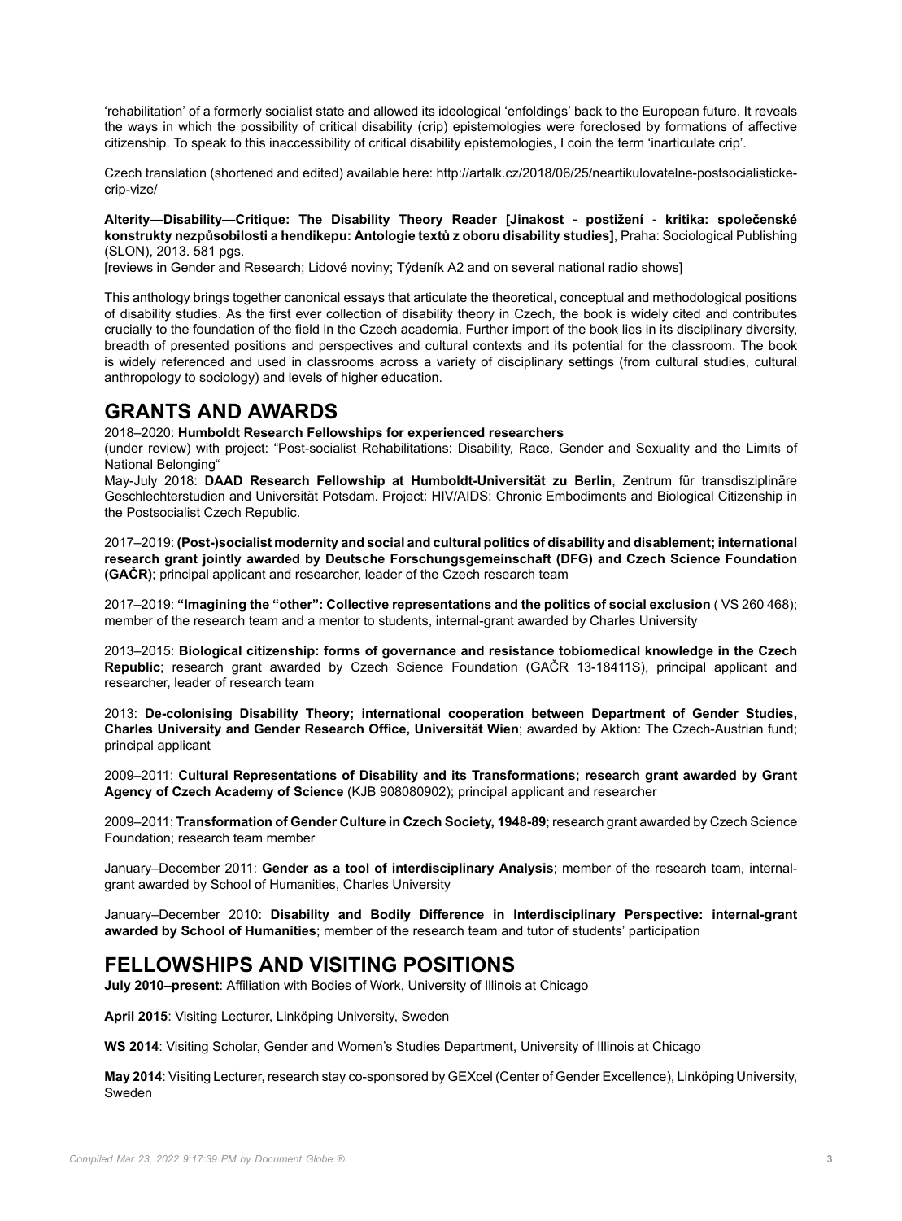'rehabilitation' of a formerly socialist state and allowed its ideological 'enfoldings' back to the European future. It reveals the ways in which the possibility of critical disability (crip) epistemologies were foreclosed by formations of affective citizenship. To speak to this inaccessibility of critical disability epistemologies, I coin the term 'inarticulate crip'.

Czech translation (shortened and edited) available here: http://artalk.cz/2018/06/25/neartikulovatelne-postsocialisticke-crip-vize/

**Alterity—Disability—Critique: The Disability Theory Reader [Jinakost - postižení - kritika: společenské konstrukty nezpůsobilosti a hendikepu: Antologie textů z oboru disability studies]**, Praha: Sociological Publishing (SLON), 2013. 581 pgs.
[reviews in Gender and Research; Lidové noviny; Týdeník A2 and on several national radio shows]

This anthology brings together canonical essays that articulate the theoretical, conceptual and methodological positions of disability studies. As the first ever collection of disability theory in Czech, the book is widely cited and contributes crucially to the foundation of the field in the Czech academia. Further import of the book lies in its disciplinary diversity, breadth of presented positions and perspectives and cultural contexts and its potential for the classroom. The book is widely referenced and used in classrooms across a variety of disciplinary settings (from cultural studies, cultural anthropology to sociology) and levels of higher education.

## GRANTS AND AWARDS

2018–2020: **Humboldt Research Fellowships for experienced researchers**
(under review) with project: "Post-socialist Rehabilitations: Disability, Race, Gender and Sexuality and the Limits of National Belonging"
May-July 2018: **DAAD Research Fellowship at Humboldt-Universität zu Berlin**, Zentrum für transdisziplinäre Geschlechterstudien and Universität Potsdam. Project: HIV/AIDS: Chronic Embodiments and Biological Citizenship in the Postsocialist Czech Republic.

2017–2019: **(Post-)socialist modernity and social and cultural politics of disability and disablement; international research grant jointly awarded by Deutsche Forschungsgemeinschaft (DFG) and Czech Science Foundation (GAČR)**; principal applicant and researcher, leader of the Czech research team

2017–2019: **"Imagining the "other": Collective representations and the politics of social exclusion** ( VS 260 468); member of the research team and a mentor to students, internal-grant awarded by Charles University

2013–2015: **Biological citizenship: forms of governance and resistance tobiomedical knowledge in the Czech Republic**; research grant awarded by Czech Science Foundation (GAČR 13-18411S), principal applicant and researcher, leader of research team

2013: **De-colonising Disability Theory; international cooperation between Department of Gender Studies, Charles University and Gender Research Office, Universität Wien**; awarded by Aktion: The Czech-Austrian fund; principal applicant

2009–2011: **Cultural Representations of Disability and its Transformations; research grant awarded by Grant Agency of Czech Academy of Science** (KJB 908080902); principal applicant and researcher

2009–2011: **Transformation of Gender Culture in Czech Society, 1948-89**; research grant awarded by Czech Science Foundation; research team member

January–December 2011: **Gender as a tool of interdisciplinary Analysis**; member of the research team, internal-grant awarded by School of Humanities, Charles University

January–December 2010: **Disability and Bodily Difference in Interdisciplinary Perspective: internal-grant awarded by School of Humanities**; member of the research team and tutor of students' participation

## FELLOWSHIPS AND VISITING POSITIONS

**July 2010–present**: Affiliation with Bodies of Work, University of Illinois at Chicago

**April 2015**: Visiting Lecturer, Linköping University, Sweden

**WS 2014**: Visiting Scholar, Gender and Women's Studies Department, University of Illinois at Chicago

**May 2014**: Visiting Lecturer, research stay co-sponsored by GEXcel (Center of Gender Excellence), Linköping University, Sweden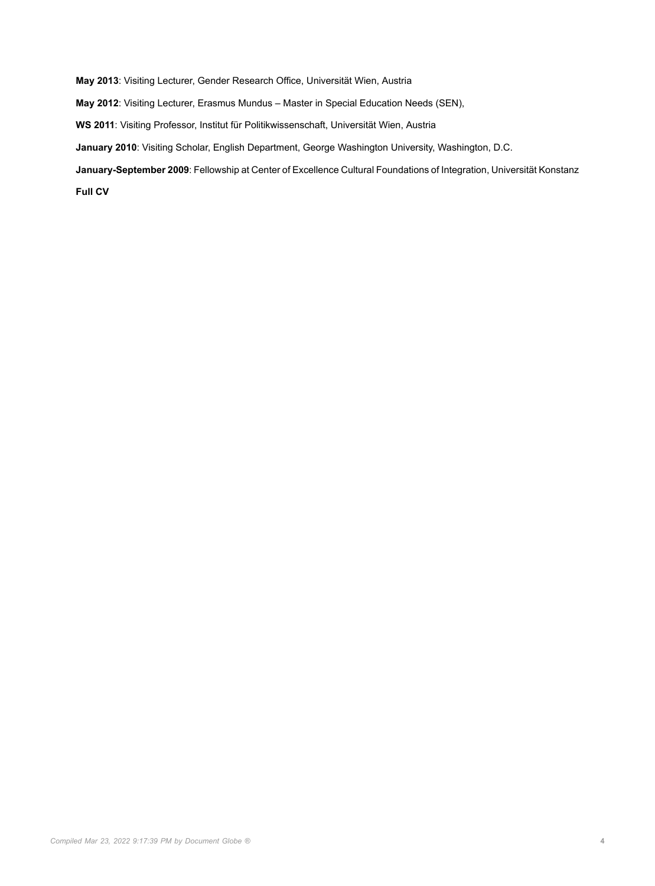**May 2013**: Visiting Lecturer, Gender Research Office, Universität Wien, Austria

**May 2012**: Visiting Lecturer, Erasmus Mundus – Master in Special Education Needs (SEN),

**WS 2011**: Visiting Professor, Institut für Politikwissenschaft, Universität Wien, Austria

**January 2010**: Visiting Scholar, English Department, George Washington University, Washington, D.C.

**January-September 2009**: Fellowship at Center of Excellence Cultural Foundations of Integration, Universität Konstanz

**Full CV**